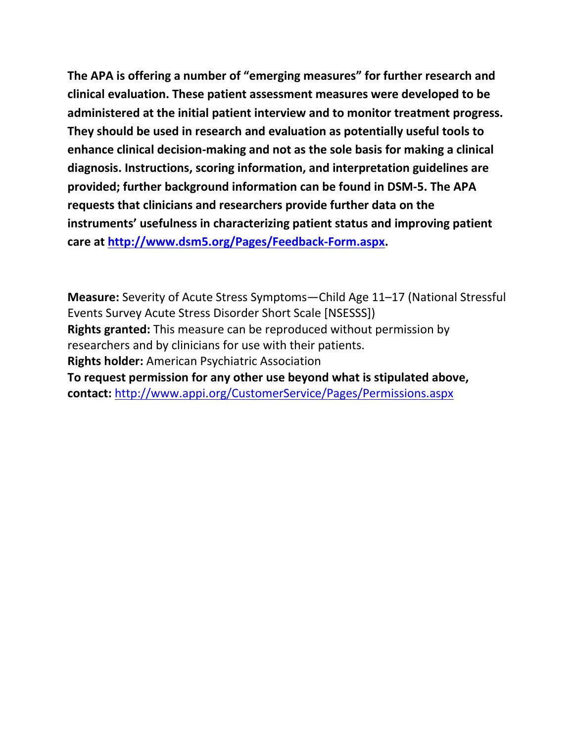**The APA is offering a number of "emerging measures" for further research and clinical evaluation. These patient assessment measures were developed to be administered at the initial patient interview and to monitor treatment progress. They should be used in research and evaluation as potentially useful tools to enhance clinical decision-making and not as the sole basis for making a clinical diagnosis. Instructions, scoring information, and interpretation guidelines are provided; further background information can be found in DSM-5. The APA requests that clinicians and researchers provide further data on the instruments' usefulness in characterizing patient status and improving patient care at [http://www.dsm5.org/Pages/Feedback-Form.aspx](http://www.dsm5.org/Pages/Feedback-Form.aspx).**

**Measure:** Severity of Acute Stress Symptoms—Child Age 11–17 (National Stressful Events Survey Acute Stress Disorder Short Scale [NSESSS])
**Rights granted:** This measure can be reproduced without permission by researchers and by clinicians for use with their patients.
**Rights holder:** American Psychiatric Association
**To request permission for any other use beyond what is stipulated above, contact:** [http://www.appi.org/CustomerService/Pages/Permissions.aspx](http://www.appi.org/CustomerService/Pages/Permissions.aspx)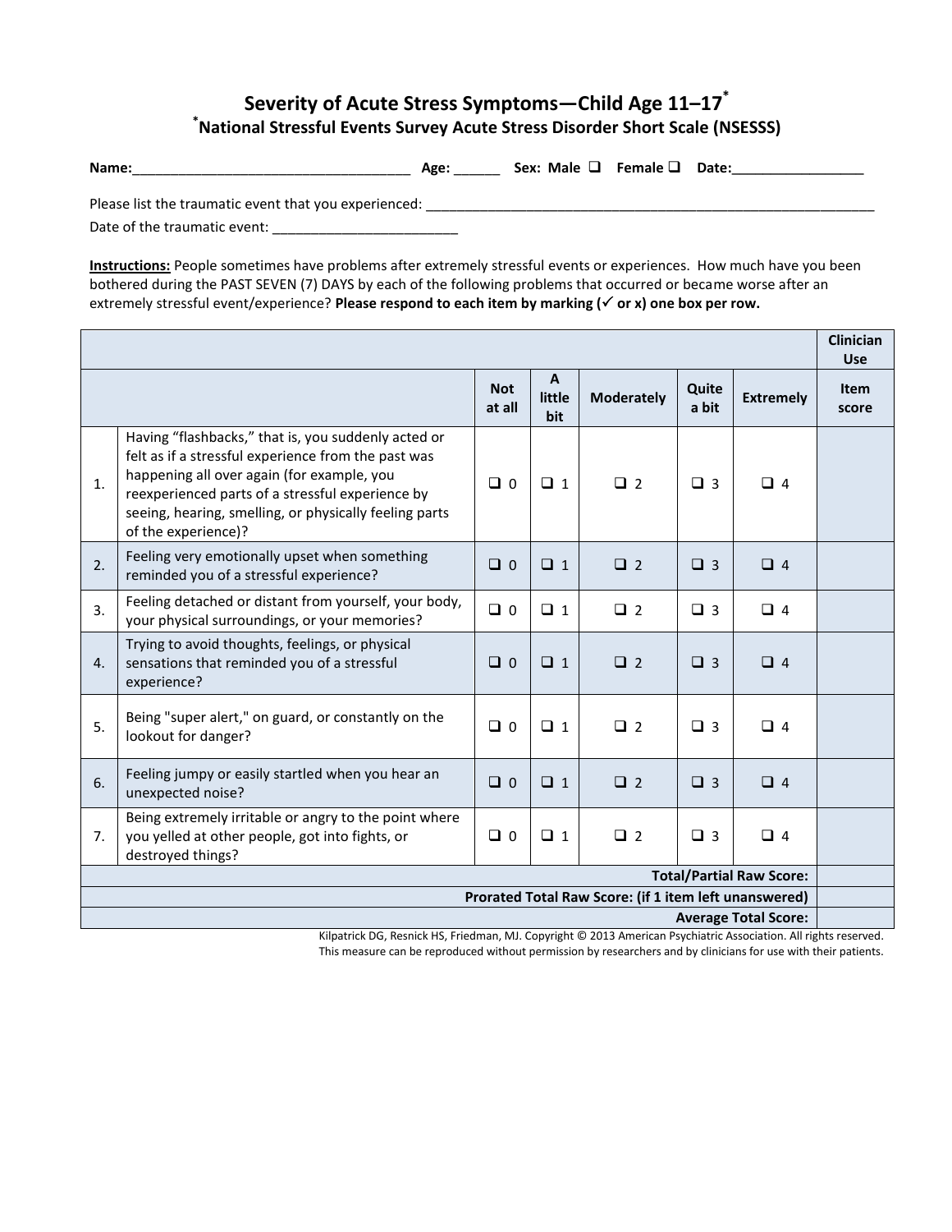# Severity of Acute Stress Symptoms—Child Age 11–17*

## *National Stressful Events Survey Acute Stress Disorder Short Scale (NSESSS)

**Name:**_________________________________ **Age:** ______ **Sex: Male** ❑ **Female** ❑ **Date:**_________________

Please list the traumatic event that you experienced: ________________________________________________________

Date of the traumatic event: ______________________

**Instructions:** People sometimes have problems after extremely stressful events or experiences. How much have you been bothered during the PAST SEVEN (7) DAYS by each of the following problems that occurred or became worse after an extremely stressful event/experience? **Please respond to each item by marking (✓ or x) one box per row.**

| | | | | | | | **Clinician Use** |
|---|---|---|---|---|---|---|---|
| | | **Not at all** | **A little bit** | **Moderately** | **Quite a bit** | **Extremely** | **Item score** |
| 1. | Having "flashbacks," that is, you suddenly acted or felt as if a stressful experience from the past was happening all over again (for example, you reexperienced parts of a stressful experience by seeing, hearing, smelling, or physically feeling parts of the experience)? | ❑ 0 | ❑ 1 | ❑ 2 | ❑ 3 | ❑ 4 | |
| 2. | Feeling very emotionally upset when something reminded you of a stressful experience? | ❑ 0 | ❑ 1 | ❑ 2 | ❑ 3 | ❑ 4 | |
| 3. | Feeling detached or distant from yourself, your body, your physical surroundings, or your memories? | ❑ 0 | ❑ 1 | ❑ 2 | ❑ 3 | ❑ 4 | |
| 4. | Trying to avoid thoughts, feelings, or physical sensations that reminded you of a stressful experience? | ❑ 0 | ❑ 1 | ❑ 2 | ❑ 3 | ❑ 4 | |
| 5. | Being "super alert," on guard, or constantly on the lookout for danger? | ❑ 0 | ❑ 1 | ❑ 2 | ❑ 3 | ❑ 4 | |
| 6. | Feeling jumpy or easily startled when you hear an unexpected noise? | ❑ 0 | ❑ 1 | ❑ 2 | ❑ 3 | ❑ 4 | |
| 7. | Being extremely irritable or angry to the point where you yelled at other people, got into fights, or destroyed things? | ❑ 0 | ❑ 1 | ❑ 2 | ❑ 3 | ❑ 4 | |
| | | | | | | **Total/Partial Raw Score:** | |
| | | | | | | **Prorated Total Raw Score: (if 1 item left unanswered)** | |
| | | | | | | **Average Total Score:** | |

Kilpatrick DG, Resnick HS, Friedman, MJ. Copyright © 2013 American Psychiatric Association. All rights reserved.
This measure can be reproduced without permission by researchers and by clinicians for use with their patients.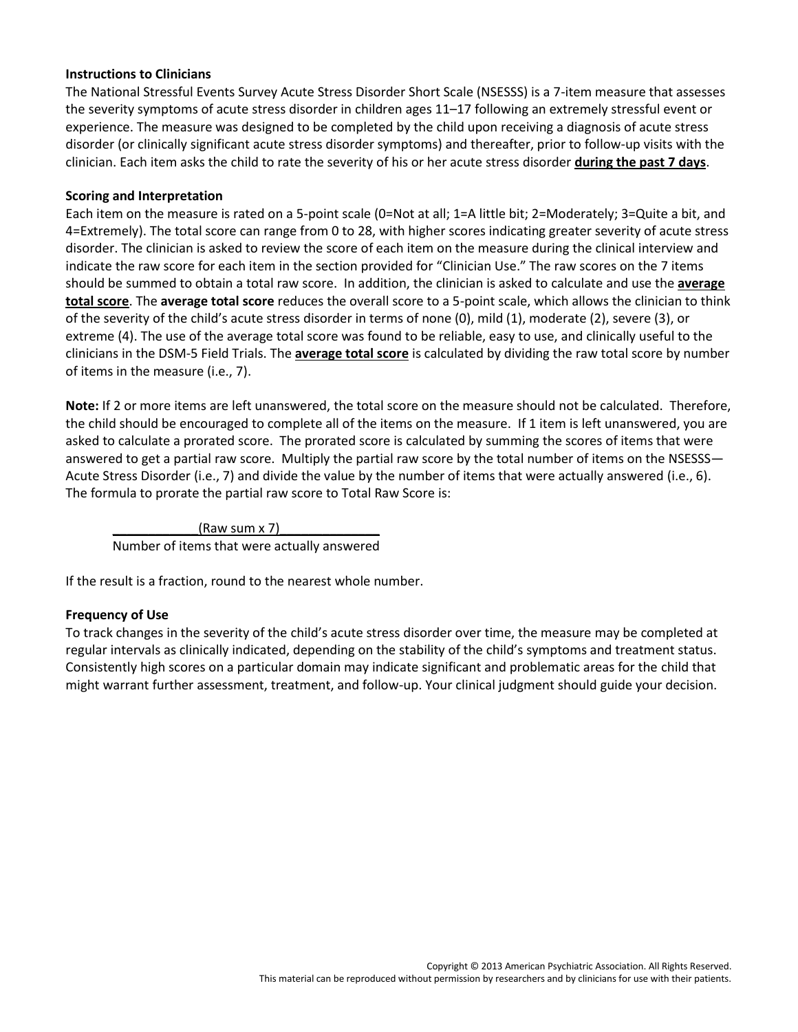**Instructions to Clinicians**

The National Stressful Events Survey Acute Stress Disorder Short Scale (NSESSS) is a 7-item measure that assesses the severity symptoms of acute stress disorder in children ages 11–17 following an extremely stressful event or experience. The measure was designed to be completed by the child upon receiving a diagnosis of acute stress disorder (or clinically significant acute stress disorder symptoms) and thereafter, prior to follow-up visits with the clinician. Each item asks the child to rate the severity of his or her acute stress disorder **during the past 7 days**.

**Scoring and Interpretation**

Each item on the measure is rated on a 5-point scale (0=Not at all; 1=A little bit; 2=Moderately; 3=Quite a bit, and 4=Extremely). The total score can range from 0 to 28, with higher scores indicating greater severity of acute stress disorder. The clinician is asked to review the score of each item on the measure during the clinical interview and indicate the raw score for each item in the section provided for "Clinician Use." The raw scores on the 7 items should be summed to obtain a total raw score. In addition, the clinician is asked to calculate and use the **average total score**. The **average total score** reduces the overall score to a 5-point scale, which allows the clinician to think of the severity of the child's acute stress disorder in terms of none (0), mild (1), moderate (2), severe (3), or extreme (4). The use of the average total score was found to be reliable, easy to use, and clinically useful to the clinicians in the DSM-5 Field Trials. The **average total score** is calculated by dividing the raw total score by number of items in the measure (i.e., 7).

**Note:** If 2 or more items are left unanswered, the total score on the measure should not be calculated. Therefore, the child should be encouraged to complete all of the items on the measure. If 1 item is left unanswered, you are asked to calculate a prorated score. The prorated score is calculated by summing the scores of items that were answered to get a partial raw score. Multiply the partial raw score by the total number of items on the NSESSS—Acute Stress Disorder (i.e., 7) and divide the value by the number of items that were actually answered (i.e., 6). The formula to prorate the partial raw score to Total Raw Score is:

$$\frac{\text{(Raw sum x 7)}}{\text{Number of items that were actually answered}}$$

If the result is a fraction, round to the nearest whole number.

**Frequency of Use**

To track changes in the severity of the child's acute stress disorder over time, the measure may be completed at regular intervals as clinically indicated, depending on the stability of the child's symptoms and treatment status. Consistently high scores on a particular domain may indicate significant and problematic areas for the child that might warrant further assessment, treatment, and follow-up. Your clinical judgment should guide your decision.

Copyright © 2013 American Psychiatric Association. All Rights Reserved.
This material can be reproduced without permission by researchers and by clinicians for use with their patients.